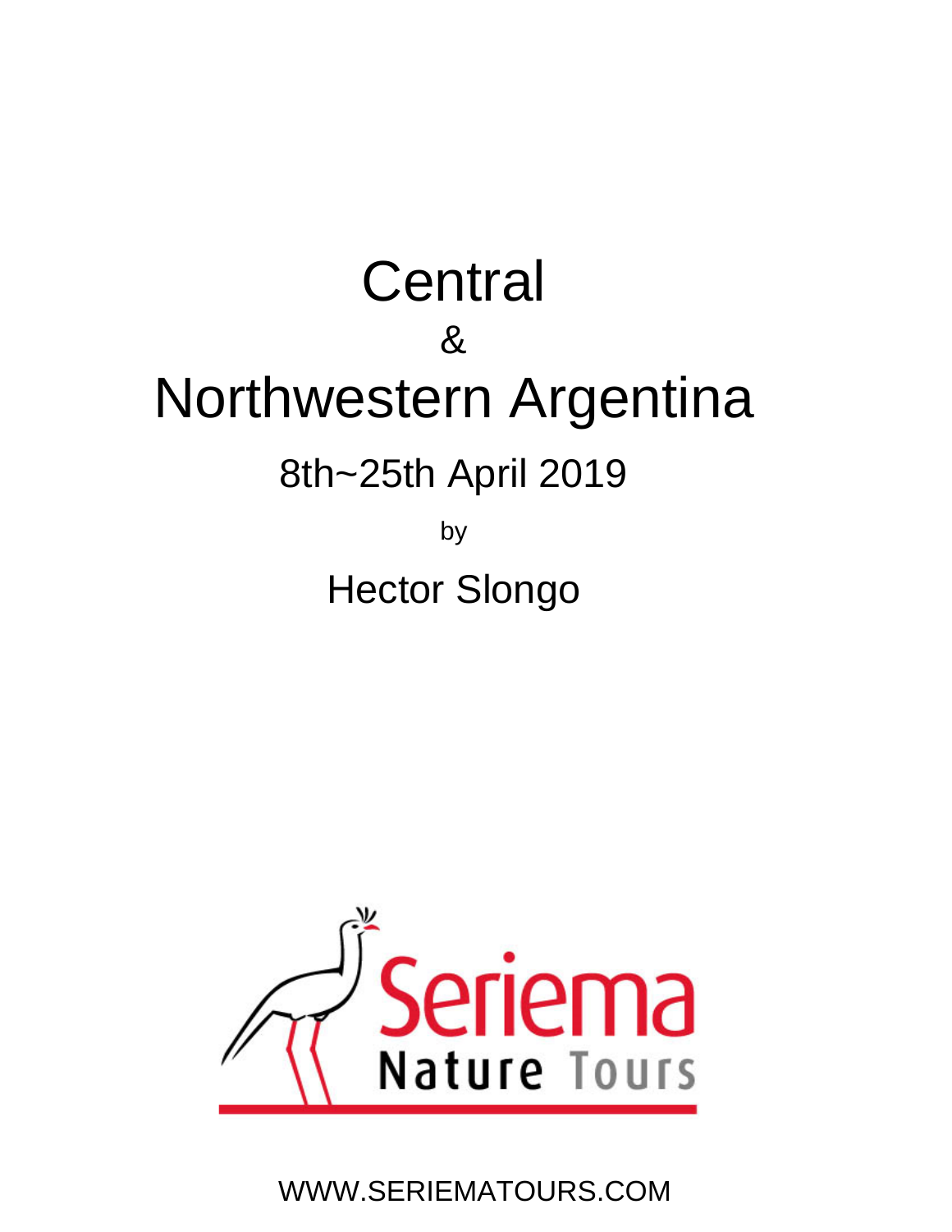# Central
# &
# Northwestern Argentina

## 8th~25th April 2019

by

## Hector Slongo

Seriema Nature Tours

WWW.SERIEMATOURS.COM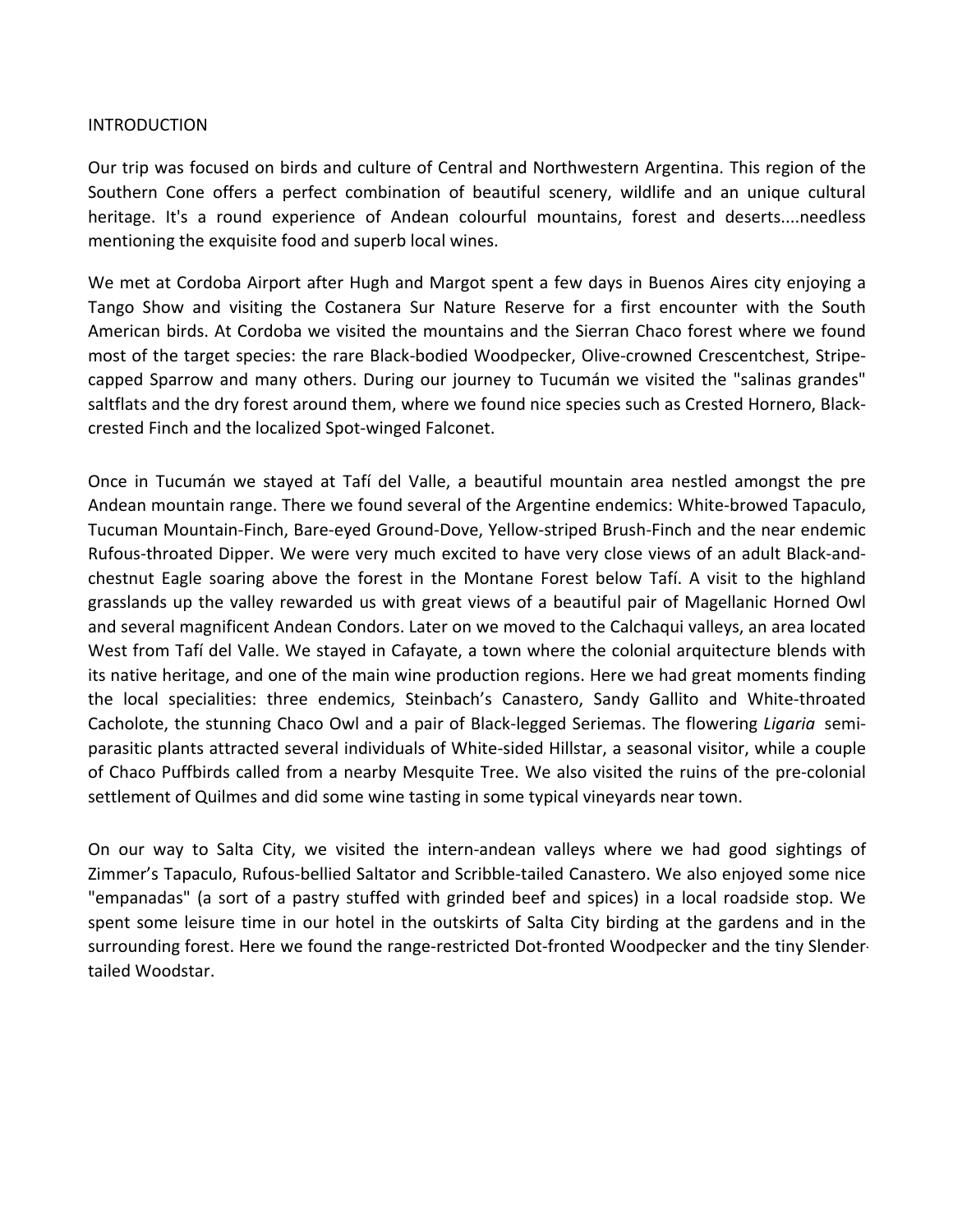## INTRODUCTION

Our trip was focused on birds and culture of Central and Northwestern Argentina. This region of the Southern Cone offers a perfect combination of beautiful scenery, wildlife and an unique cultural heritage. It's a round experience of Andean colourful mountains, forest and deserts....needless mentioning the exquisite food and superb local wines.

We met at Cordoba Airport after Hugh and Margot spent a few days in Buenos Aires city enjoying a Tango Show and visiting the Costanera Sur Nature Reserve for a first encounter with the South American birds. At Cordoba we visited the mountains and the Sierran Chaco forest where we found most of the target species: the rare Black-bodied Woodpecker, Olive-crowned Crescentchest, Stripe-capped Sparrow and many others. During our journey to Tucumán we visited the "salinas grandes" saltflats and the dry forest around them, where we found nice species such as Crested Hornero, Black-crested Finch and the localized Spot-winged Falconet.

Once in Tucumán we stayed at Tafí del Valle, a beautiful mountain area nestled amongst the pre Andean mountain range. There we found several of the Argentine endemics: White-browed Tapaculo, Tucuman Mountain-Finch, Bare-eyed Ground-Dove, Yellow-striped Brush-Finch and the near endemic Rufous-throated Dipper. We were very much excited to have very close views of an adult Black-and-chestnut Eagle soaring above the forest in the Montane Forest below Tafí. A visit to the highland grasslands up the valley rewarded us with great views of a beautiful pair of Magellanic Horned Owl and several magnificent Andean Condors. Later on we moved to the Calchaqui valleys, an area located West from Tafí del Valle. We stayed in Cafayate, a town where the colonial arquitecture blends with its native heritage, and one of the main wine production regions. Here we had great moments finding the local specialities: three endemics, Steinbach's Canastero, Sandy Gallito and White-throated Cacholote, the stunning Chaco Owl and a pair of Black-legged Seriemas. The flowering *Ligaria* semi-parasitic plants attracted several individuals of White-sided Hillstar, a seasonal visitor, while a couple of Chaco Puffbirds called from a nearby Mesquite Tree. We also visited the ruins of the pre-colonial settlement of Quilmes and did some wine tasting in some typical vineyards near town.

On our way to Salta City, we visited the intern-andean valleys where we had good sightings of Zimmer's Tapaculo, Rufous-bellied Saltator and Scribble-tailed Canastero. We also enjoyed some nice "empanadas" (a sort of a pastry stuffed with grinded beef and spices) in a local roadside stop. We spent some leisure time in our hotel in the outskirts of Salta City birding at the gardens and in the surrounding forest. Here we found the range-restricted Dot-fronted Woodpecker and the tiny Slender-tailed Woodstar.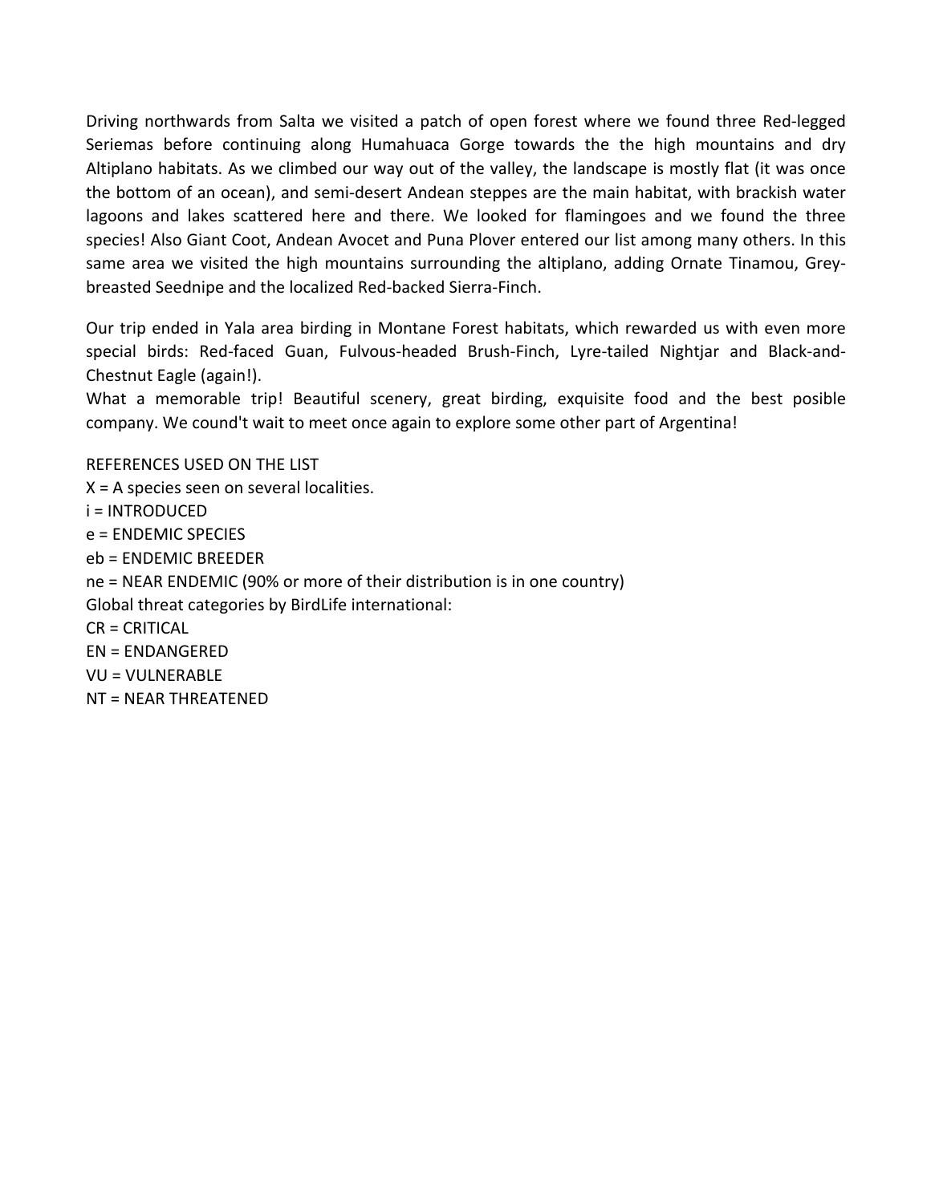Driving northwards from Salta we visited a patch of open forest where we found three Red-legged Seriemas before continuing along Humahuaca Gorge towards the the high mountains and dry Altiplano habitats. As we climbed our way out of the valley, the landscape is mostly flat (it was once the bottom of an ocean), and semi-desert Andean steppes are the main habitat, with brackish water lagoons and lakes scattered here and there. We looked for flamingoes and we found the three species! Also Giant Coot, Andean Avocet and Puna Plover entered our list among many others. In this same area we visited the high mountains surrounding the altiplano, adding Ornate Tinamou, Grey-breasted Seednipe and the localized Red-backed Sierra-Finch.

Our trip ended in Yala area birding in Montane Forest habitats, which rewarded us with even more special birds: Red-faced Guan, Fulvous-headed Brush-Finch, Lyre-tailed Nightjar and Black-and-Chestnut Eagle (again!).
What a memorable trip! Beautiful scenery, great birding, exquisite food and the best posible company. We cound't wait to meet once again to explore some other part of Argentina!

REFERENCES USED ON THE LIST
X = A species seen on several localities.
i = INTRODUCED
e = ENDEMIC SPECIES
eb = ENDEMIC BREEDER
ne = NEAR ENDEMIC (90% or more of their distribution is in one country)
Global threat categories by BirdLife international:
CR = CRITICAL
EN = ENDANGERED
VU = VULNERABLE
NT = NEAR THREATENED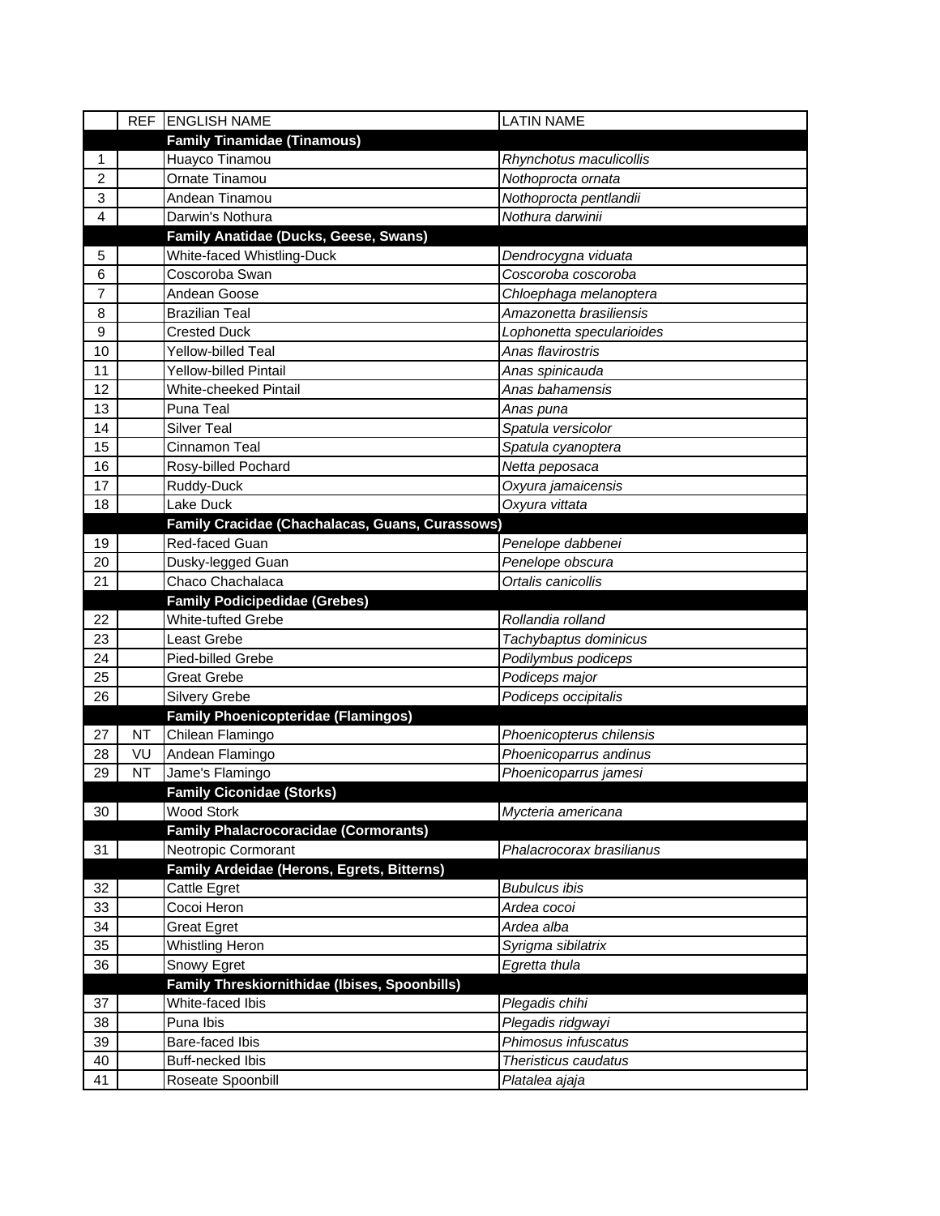| | REF | ENGLISH NAME | LATIN NAME |
|---|---|---|---|
| | | **Family Tinamidae (Tinamous)** | |
| 1 | | Huayco Tinamou | *Rhynchotus maculicollis* |
| 2 | | Ornate Tinamou | *Nothoprocta ornata* |
| 3 | | Andean Tinamou | *Nothoprocta pentlandii* |
| 4 | | Darwin's Nothura | *Nothura darwinii* |
| | | **Family Anatidae (Ducks, Geese, Swans)** | |
| 5 | | White-faced Whistling-Duck | *Dendrocygna viduata* |
| 6 | | Coscoroba Swan | *Coscoroba coscoroba* |
| 7 | | Andean Goose | *Chloephaga melanoptera* |
| 8 | | Brazilian Teal | *Amazonetta brasiliensis* |
| 9 | | Crested Duck | *Lophonetta specularioides* |
| 10 | | Yellow-billed Teal | *Anas flavirostris* |
| 11 | | Yellow-billed Pintail | *Anas spinicauda* |
| 12 | | White-cheeked Pintail | *Anas bahamensis* |
| 13 | | Puna Teal | *Anas puna* |
| 14 | | Silver Teal | *Spatula versicolor* |
| 15 | | Cinnamon Teal | *Spatula cyanoptera* |
| 16 | | Rosy-billed Pochard | *Netta peposaca* |
| 17 | | Ruddy-Duck | *Oxyura jamaicensis* |
| 18 | | Lake Duck | *Oxyura vittata* |
| | | **Family Cracidae (Chachalacas, Guans, Curassows)** | |
| 19 | | Red-faced Guan | *Penelope dabbenei* |
| 20 | | Dusky-legged Guan | *Penelope obscura* |
| 21 | | Chaco Chachalaca | *Ortalis canicollis* |
| | | **Family Podicipedidae (Grebes)** | |
| 22 | | White-tufted Grebe | *Rollandia rolland* |
| 23 | | Least Grebe | *Tachybaptus dominicus* |
| 24 | | Pied-billed Grebe | *Podilymbus podiceps* |
| 25 | | Great Grebe | *Podiceps major* |
| 26 | | Silvery Grebe | *Podiceps occipitalis* |
| | | **Family Phoenicopteridae (Flamingos)** | |
| 27 | NT | Chilean Flamingo | *Phoenicopterus chilensis* |
| 28 | VU | Andean Flamingo | *Phoenicoparrus andinus* |
| 29 | NT | Jame's Flamingo | *Phoenicoparrus jamesi* |
| | | **Family Ciconidae (Storks)** | |
| 30 | | Wood Stork | *Mycteria americana* |
| | | **Family Phalacrocoracidae (Cormorants)** | |
| 31 | | Neotropic Cormorant | *Phalacrocorax brasilianus* |
| | | **Family Ardeidae (Herons, Egrets, Bitterns)** | |
| 32 | | Cattle Egret | *Bubulcus ibis* |
| 33 | | Cocoi Heron | *Ardea cocoi* |
| 34 | | Great Egret | *Ardea alba* |
| 35 | | Whistling Heron | *Syrigma sibilatrix* |
| 36 | | Snowy Egret | *Egretta thula* |
| | | **Family Threskiornithidae (Ibises, Spoonbills)** | |
| 37 | | White-faced Ibis | *Plegadis chihi* |
| 38 | | Puna Ibis | *Plegadis ridgwayi* |
| 39 | | Bare-faced Ibis | *Phimosus infuscatus* |
| 40 | | Buff-necked Ibis | *Theristicus caudatus* |
| 41 | | Roseate Spoonbill | *Platalea ajaja* |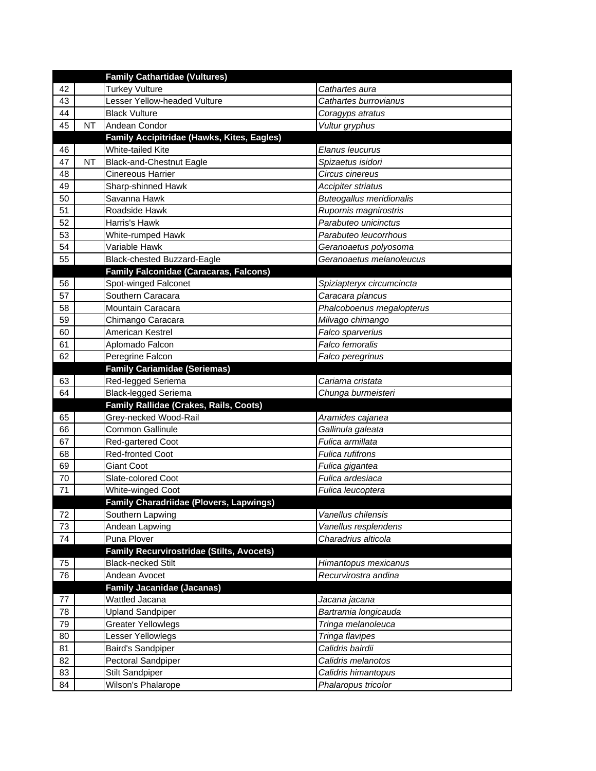| | | | |
|---|---|---|---|
| | | **Family Cathartidae (Vultures)** | |
| 42 | | Turkey Vulture | *Cathartes aura* |
| 43 | | Lesser Yellow-headed Vulture | *Cathartes burrovianus* |
| 44 | | Black Vulture | *Coragyps atratus* |
| 45 | NT | Andean Condor | *Vultur gryphus* |
| | | **Family Accipitridae (Hawks, Kites, Eagles)** | |
| 46 | | White-tailed Kite | *Elanus leucurus* |
| 47 | NT | Black-and-Chestnut Eagle | *Spizaetus isidori* |
| 48 | | Cinereous Harrier | *Circus cinereus* |
| 49 | | Sharp-shinned Hawk | *Accipiter striatus* |
| 50 | | Savanna Hawk | *Buteogallus meridionalis* |
| 51 | | Roadside Hawk | *Rupornis magnirostris* |
| 52 | | Harris's Hawk | *Parabuteo unicinctus* |
| 53 | | White-rumped Hawk | *Parabuteo leucorrhous* |
| 54 | | Variable Hawk | *Geranoaetus polyosoma* |
| 55 | | Black-chested Buzzard-Eagle | *Geranoaetus melanoleucus* |
| | | **Family Falconidae (Caracaras, Falcons)** | |
| 56 | | Spot-winged Falconet | *Spiziapteryx circumcincta* |
| 57 | | Southern Caracara | *Caracara plancus* |
| 58 | | Mountain Caracara | *Phalcoboenus megalopterus* |
| 59 | | Chimango Caracara | *Milvago chimango* |
| 60 | | American Kestrel | *Falco sparverius* |
| 61 | | Aplomado Falcon | *Falco femoralis* |
| 62 | | Peregrine Falcon | *Falco peregrinus* |
| | | **Family Cariamidae (Seriemas)** | |
| 63 | | Red-legged Seriema | *Cariama cristata* |
| 64 | | Black-legged Seriema | *Chunga burmeisteri* |
| | | **Family Rallidae (Crakes, Rails, Coots)** | |
| 65 | | Grey-necked Wood-Rail | *Aramides cajanea* |
| 66 | | Common Gallinule | *Gallinula galeata* |
| 67 | | Red-gartered Coot | *Fulica armillata* |
| 68 | | Red-fronted Coot | *Fulica rufifrons* |
| 69 | | Giant Coot | *Fulica gigantea* |
| 70 | | Slate-colored Coot | *Fulica ardesiaca* |
| 71 | | White-winged Coot | *Fulica leucoptera* |
| | | **Family Charadriidae (Plovers, Lapwings)** | |
| 72 | | Southern Lapwing | *Vanellus chilensis* |
| 73 | | Andean Lapwing | *Vanellus resplendens* |
| 74 | | Puna Plover | *Charadrius alticola* |
| | | **Family Recurvirostridae (Stilts, Avocets)** | |
| 75 | | Black-necked Stilt | *Himantopus mexicanus* |
| 76 | | Andean Avocet | *Recurvirostra andina* |
| | | **Family Jacanidae (Jacanas)** | |
| 77 | | Wattled Jacana | *Jacana jacana* |
| 78 | | Upland Sandpiper | *Bartramia longicauda* |
| 79 | | Greater Yellowlegs | *Tringa melanoleuca* |
| 80 | | Lesser Yellowlegs | *Tringa flavipes* |
| 81 | | Baird's Sandpiper | *Calidris bairdii* |
| 82 | | Pectoral Sandpiper | *Calidris melanotos* |
| 83 | | Stilt Sandpiper | *Calidris himantopus* |
| 84 | | Wilson's Phalarope | *Phalaropus tricolor* |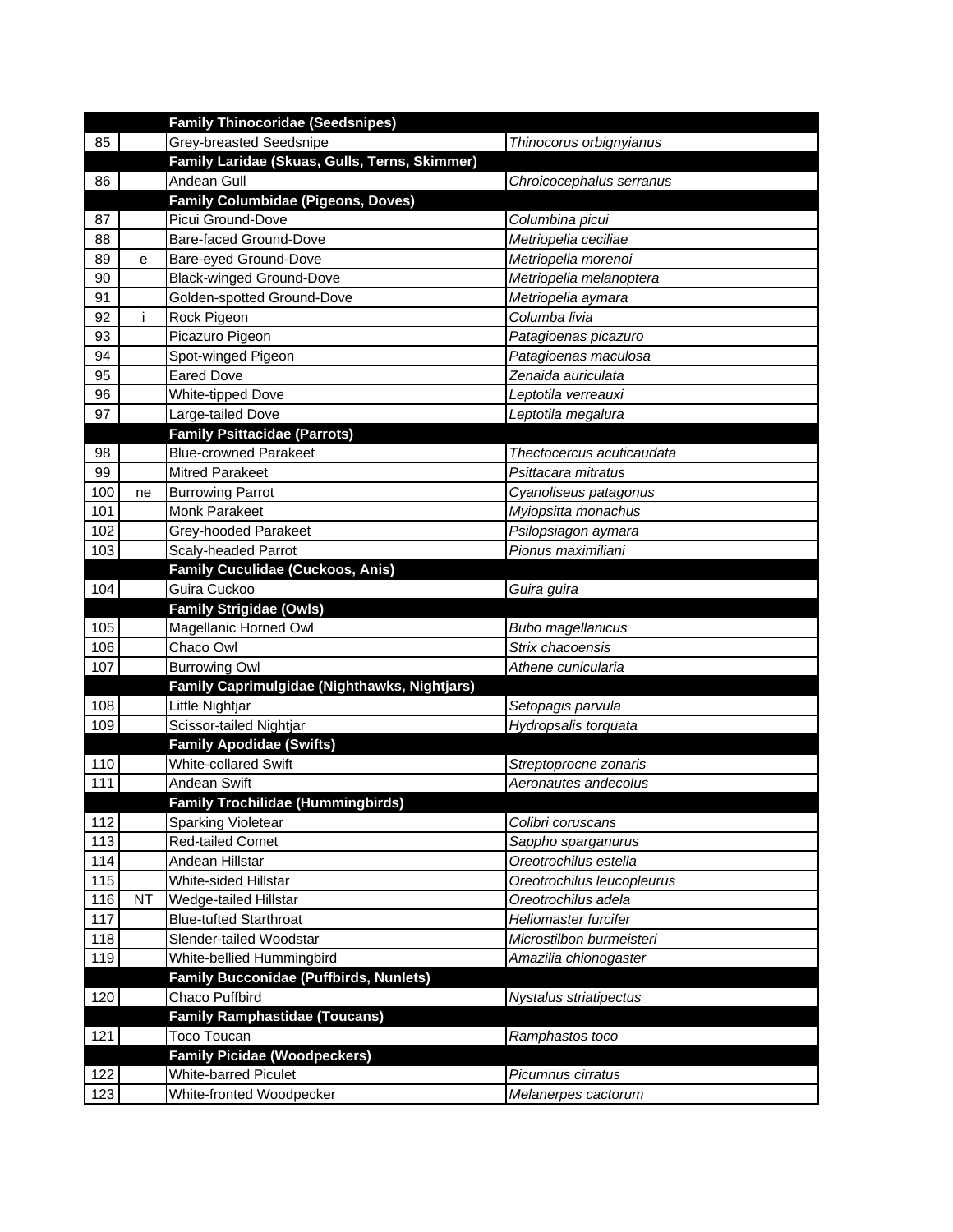| | | | |
|---|---|---|---|
| | | **Family Thinocoridae (Seedsnipes)** | |
| 85 | | Grey-breasted Seedsnipe | *Thinocorus orbignyianus* |
| | | **Family Laridae (Skuas, Gulls, Terns, Skimmer)** | |
| 86 | | Andean Gull | *Chroicocephalus serranus* |
| | | **Family Columbidae (Pigeons, Doves)** | |
| 87 | | Picui Ground-Dove | *Columbina picui* |
| 88 | | Bare-faced Ground-Dove | *Metriopelia ceciliae* |
| 89 | e | Bare-eyed Ground-Dove | *Metriopelia morenoi* |
| 90 | | Black-winged Ground-Dove | *Metriopelia melanoptera* |
| 91 | | Golden-spotted Ground-Dove | *Metriopelia aymara* |
| 92 | i | Rock Pigeon | *Columba livia* |
| 93 | | Picazuro Pigeon | *Patagioenas picazuro* |
| 94 | | Spot-winged Pigeon | *Patagioenas maculosa* |
| 95 | | Eared Dove | *Zenaida auriculata* |
| 96 | | White-tipped Dove | *Leptotila verreauxi* |
| 97 | | Large-tailed Dove | *Leptotila megalura* |
| | | **Family Psittacidae (Parrots)** | |
| 98 | | Blue-crowned Parakeet | *Thectocercus acuticaudata* |
| 99 | | Mitred Parakeet | *Psittacara mitratus* |
| 100 | ne | Burrowing Parrot | *Cyanoliseus patagonus* |
| 101 | | Monk Parakeet | *Myiopsitta monachus* |
| 102 | | Grey-hooded Parakeet | *Psilopsiagon aymara* |
| 103 | | Scaly-headed Parrot | *Pionus maximiliani* |
| | | **Family Cuculidae (Cuckoos, Anis)** | |
| 104 | | Guira Cuckoo | *Guira guira* |
| | | **Family Strigidae (Owls)** | |
| 105 | | Magellanic Horned Owl | *Bubo magellanicus* |
| 106 | | Chaco Owl | *Strix chacoensis* |
| 107 | | Burrowing Owl | *Athene cunicularia* |
| | | **Family Caprimulgidae (Nighthawks, Nightjars)** | |
| 108 | | Little Nightjar | *Setopagis parvula* |
| 109 | | Scissor-tailed Nightjar | *Hydropsalis torquata* |
| | | **Family Apodidae (Swifts)** | |
| 110 | | White-collared Swift | *Streptoprocne zonaris* |
| 111 | | Andean Swift | *Aeronautes andecolus* |
| | | **Family Trochilidae (Hummingbirds)** | |
| 112 | | Sparking Violetear | *Colibri coruscans* |
| 113 | | Red-tailed Comet | *Sappho sparganurus* |
| 114 | | Andean Hillstar | *Oreotrochilus estella* |
| 115 | | White-sided Hillstar | *Oreotrochilus leucopleurus* |
| 116 | NT | Wedge-tailed Hillstar | *Oreotrochilus adela* |
| 117 | | Blue-tufted Starthroat | *Heliomaster furcifer* |
| 118 | | Slender-tailed Woodstar | *Microstilbon burmeisteri* |
| 119 | | White-bellied Hummingbird | *Amazilia chionogaster* |
| | | **Family Bucconidae (Puffbirds, Nunlets)** | |
| 120 | | Chaco Puffbird | *Nystalus striatipectus* |
| | | **Family Ramphastidae (Toucans)** | |
| 121 | | Toco Toucan | *Ramphastos toco* |
| | | **Family Picidae (Woodpeckers)** | |
| 122 | | White-barred Piculet | *Picumnus cirratus* |
| 123 | | White-fronted Woodpecker | *Melanerpes cactorum* |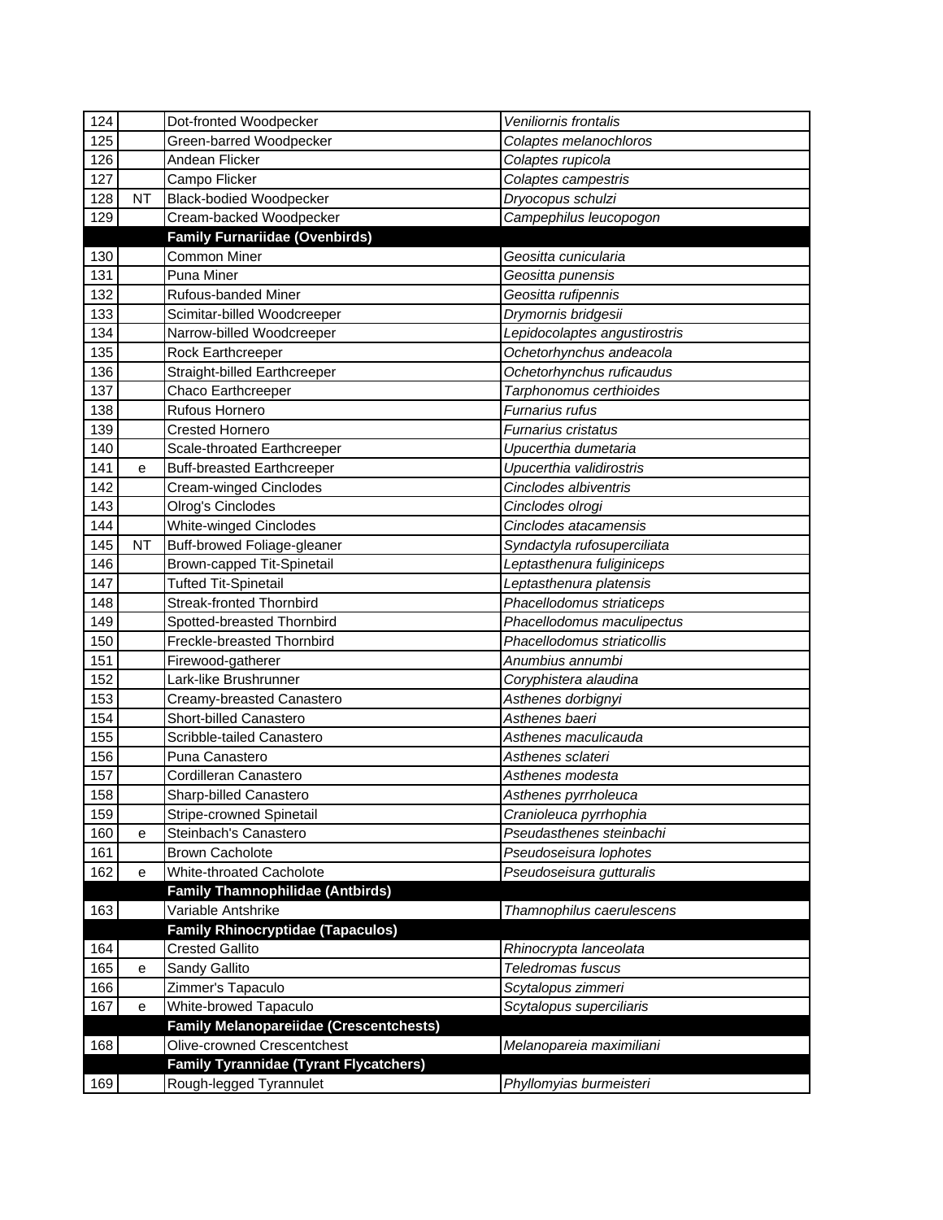| | | | |
|---|---|---|---|
| 124 | | Dot-fronted Woodpecker | *Veniliornis frontalis* |
| 125 | | Green-barred Woodpecker | *Colaptes melanochloros* |
| 126 | | Andean Flicker | *Colaptes rupicola* |
| 127 | | Campo Flicker | *Colaptes campestris* |
| 128 | NT | Black-bodied Woodpecker | *Dryocopus schulzi* |
| 129 | | Cream-backed Woodpecker | *Campephilus leucopogon* |
| | | **Family Furnariidae (Ovenbirds)** | |
| 130 | | Common Miner | *Geositta cunicularia* |
| 131 | | Puna Miner | *Geositta punensis* |
| 132 | | Rufous-banded Miner | *Geositta rufipennis* |
| 133 | | Scimitar-billed Woodcreeper | *Drymornis bridgesii* |
| 134 | | Narrow-billed Woodcreeper | *Lepidocolaptes angustirostris* |
| 135 | | Rock Earthcreeper | *Ochetorhynchus andeacola* |
| 136 | | Straight-billed Earthcreeper | *Ochetorhynchus ruficaudus* |
| 137 | | Chaco Earthcreeper | *Tarphonomus certhioides* |
| 138 | | Rufous Hornero | *Furnarius rufus* |
| 139 | | Crested Hornero | *Furnarius cristatus* |
| 140 | | Scale-throated Earthcreeper | *Upucerthia dumetaria* |
| 141 | e | Buff-breasted Earthcreeper | *Upucerthia validirostris* |
| 142 | | Cream-winged Cinclodes | *Cinclodes albiventris* |
| 143 | | Olrog's Cinclodes | *Cinclodes olrogi* |
| 144 | | White-winged Cinclodes | *Cinclodes atacamensis* |
| 145 | NT | Buff-browed Foliage-gleaner | *Syndactyla rufosuperciliata* |
| 146 | | Brown-capped Tit-Spinetail | *Leptasthenura fuliginiceps* |
| 147 | | Tufted Tit-Spinetail | *Leptasthenura platensis* |
| 148 | | Streak-fronted Thornbird | *Phacellodomus striaticeps* |
| 149 | | Spotted-breasted Thornbird | *Phacellodomus maculipectus* |
| 150 | | Freckle-breasted Thornbird | *Phacellodomus striaticollis* |
| 151 | | Firewood-gatherer | *Anumbius annumbi* |
| 152 | | Lark-like Brushrunner | *Coryphistera alaudina* |
| 153 | | Creamy-breasted Canastero | *Asthenes dorbignyi* |
| 154 | | Short-billed Canastero | *Asthenes baeri* |
| 155 | | Scribble-tailed Canastero | *Asthenes maculicauda* |
| 156 | | Puna Canastero | *Asthenes sclateri* |
| 157 | | Cordilleran Canastero | *Asthenes modesta* |
| 158 | | Sharp-billed Canastero | *Asthenes pyrrholeuca* |
| 159 | | Stripe-crowned Spinetail | *Cranioleuca pyrrhophia* |
| 160 | e | Steinbach's Canastero | *Pseudasthenes steinbachi* |
| 161 | | Brown Cacholote | *Pseudoseisura lophotes* |
| 162 | e | White-throated Cacholote | *Pseudoseisura gutturalis* |
| | | **Family Thamnophilidae (Antbirds)** | |
| 163 | | Variable Antshrike | *Thamnophilus caerulescens* |
| | | **Family Rhinocryptidae (Tapaculos)** | |
| 164 | | Crested Gallito | *Rhinocrypta lanceolata* |
| 165 | e | Sandy Gallito | *Teledromas fuscus* |
| 166 | | Zimmer's Tapaculo | *Scytalopus zimmeri* |
| 167 | e | White-browed Tapaculo | *Scytalopus superciliaris* |
| | | **Family Melanopareiidae (Crescentchests)** | |
| 168 | | Olive-crowned Crescentchest | *Melanopareia maximiliani* |
| | | **Family Tyrannidae (Tyrant Flycatchers)** | |
| 169 | | Rough-legged Tyrannulet | *Phyllomyias burmeisteri* |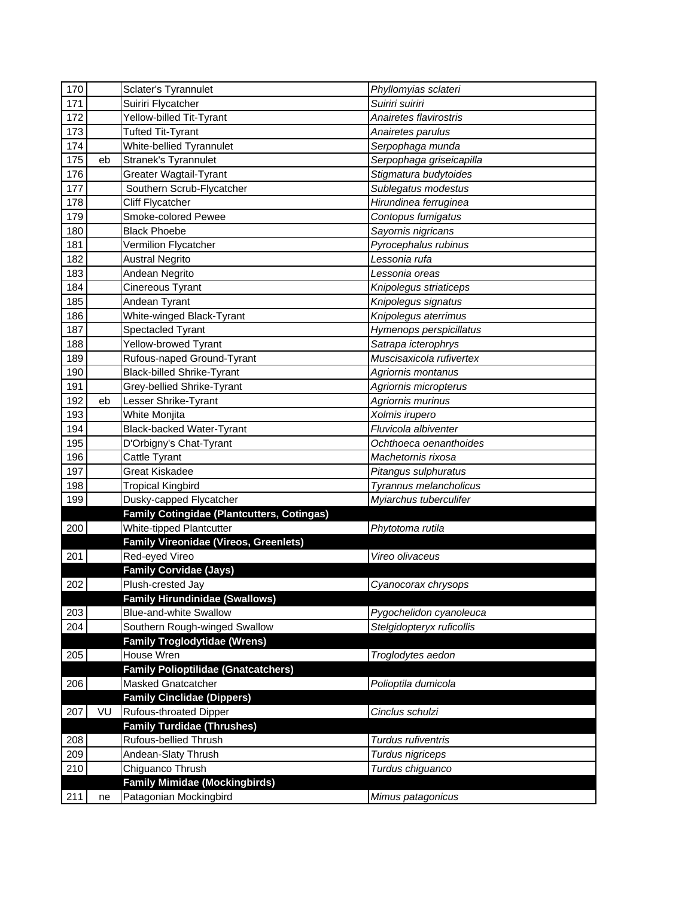| | | | |
|---|---|---|---|
| 170 | | Sclater's Tyrannulet | *Phyllomyias sclateri* |
| 171 | | Suiriri Flycatcher | *Suiriri suiriri* |
| 172 | | Yellow-billed Tit-Tyrant | *Anairetes flavirostris* |
| 173 | | Tufted Tit-Tyrant | *Anairetes parulus* |
| 174 | | White-bellied Tyrannulet | *Serpophaga munda* |
| 175 | eb | Stranek's Tyrannulet | *Serpophaga griseicapilla* |
| 176 | | Greater Wagtail-Tyrant | *Stigmatura budytoides* |
| 177 | | Southern Scrub-Flycatcher | *Sublegatus modestus* |
| 178 | | Cliff Flycatcher | *Hirundinea ferruginea* |
| 179 | | Smoke-colored Pewee | *Contopus fumigatus* |
| 180 | | Black Phoebe | *Sayornis nigricans* |
| 181 | | Vermilion Flycatcher | *Pyrocephalus rubinus* |
| 182 | | Austral Negrito | *Lessonia rufa* |
| 183 | | Andean Negrito | *Lessonia oreas* |
| 184 | | Cinereous Tyrant | *Knipolegus striaticeps* |
| 185 | | Andean Tyrant | *Knipolegus signatus* |
| 186 | | White-winged Black-Tyrant | *Knipolegus aterrimus* |
| 187 | | Spectacled Tyrant | *Hymenops perspicillatus* |
| 188 | | Yellow-browed Tyrant | *Satrapa icterophrys* |
| 189 | | Rufous-naped Ground-Tyrant | *Muscisaxicola rufivertex* |
| 190 | | Black-billed Shrike-Tyrant | *Agriornis montanus* |
| 191 | | Grey-bellied Shrike-Tyrant | *Agriornis micropterus* |
| 192 | eb | Lesser Shrike-Tyrant | *Agriornis murinus* |
| 193 | | White Monjita | *Xolmis irupero* |
| 194 | | Black-backed Water-Tyrant | *Fluvicola albiventer* |
| 195 | | D'Orbigny's Chat-Tyrant | *Ochthoeca oenanthoides* |
| 196 | | Cattle Tyrant | *Machetornis rixosa* |
| 197 | | Great Kiskadee | *Pitangus sulphuratus* |
| 198 | | Tropical Kingbird | *Tyrannus melancholicus* |
| 199 | | Dusky-capped Flycatcher | *Myiarchus tuberculifer* |
| | | **Family Cotingidae (Plantcutters, Cotingas)** | |
| 200 | | White-tipped Plantcutter | *Phytotoma rutila* |
| | | **Family Vireonidae (Vireos, Greenlets)** | |
| 201 | | Red-eyed Vireo | *Vireo olivaceus* |
| | | **Family Corvidae (Jays)** | |
| 202 | | Plush-crested Jay | *Cyanocorax chrysops* |
| | | **Family Hirundinidae (Swallows)** | |
| 203 | | Blue-and-white Swallow | *Pygochelidon cyanoleuca* |
| 204 | | Southern Rough-winged Swallow | *Stelgidopteryx ruficollis* |
| | | **Family Troglodytidae (Wrens)** | |
| 205 | | House Wren | *Troglodytes aedon* |
| | | **Family Polioptilidae (Gnatcatchers)** | |
| 206 | | Masked Gnatcatcher | *Polioptila dumicola* |
| | | **Family Cinclidae (Dippers)** | |
| 207 | VU | Rufous-throated Dipper | *Cinclus schulzi* |
| | | **Family Turdidae (Thrushes)** | |
| 208 | | Rufous-bellied Thrush | *Turdus rufiventris* |
| 209 | | Andean-Slaty Thrush | *Turdus nigriceps* |
| 210 | | Chiguanco Thrush | *Turdus chiguanco* |
| | | **Family Mimidae (Mockingbirds)** | |
| 211 | ne | Patagonian Mockingbird | *Mimus patagonicus* |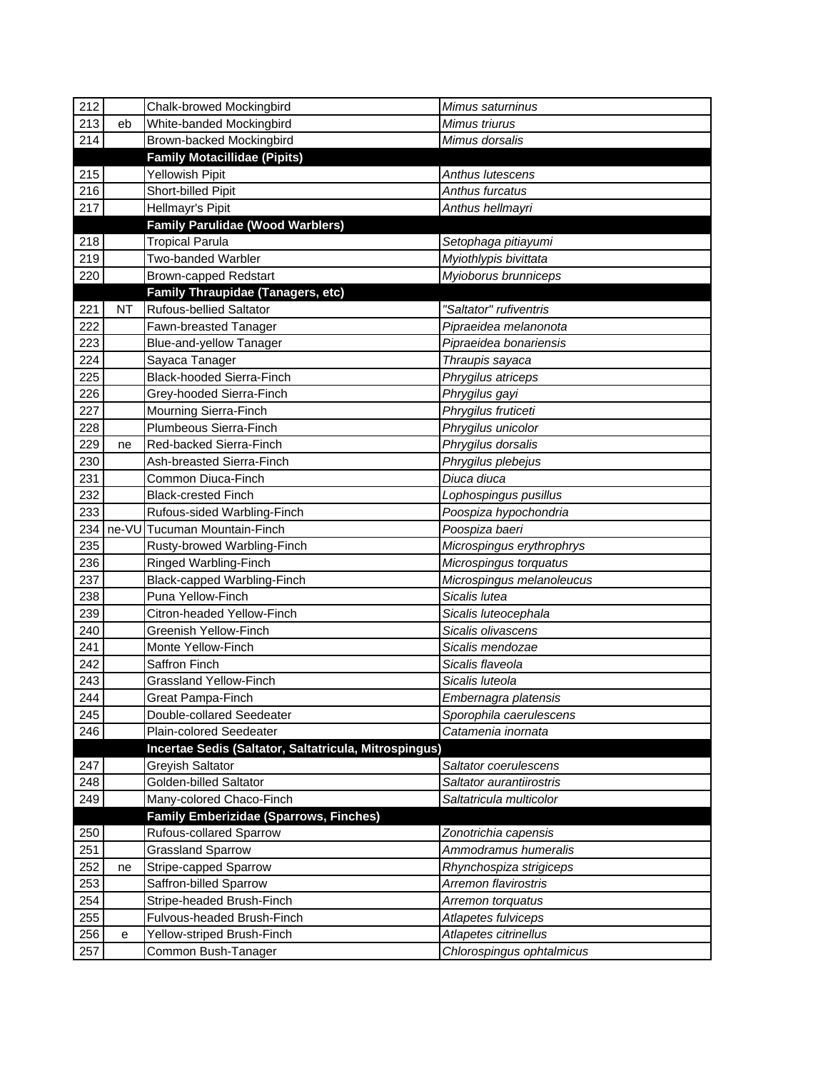| | | | |
|---|---|---|---|
| 212 | | Chalk-browed Mockingbird | *Mimus saturninus* |
| 213 | eb | White-banded Mockingbird | *Mimus triurus* |
| 214 | | Brown-backed Mockingbird | *Mimus dorsalis* |
| | | **Family Motacillidae (Pipits)** | |
| 215 | | Yellowish Pipit | *Anthus lutescens* |
| 216 | | Short-billed Pipit | *Anthus furcatus* |
| 217 | | Hellmayr's Pipit | *Anthus hellmayri* |
| | | **Family Parulidae (Wood Warblers)** | |
| 218 | | Tropical Parula | *Setophaga pitiayumi* |
| 219 | | Two-banded Warbler | *Myiothlypis bivittata* |
| 220 | | Brown-capped Redstart | *Myioborus brunniceps* |
| | | **Family Thraupidae (Tanagers, etc)** | |
| 221 | NT | Rufous-bellied Saltator | *"Saltator" rufiventris* |
| 222 | | Fawn-breasted Tanager | *Pipraeidea melanonota* |
| 223 | | Blue-and-yellow Tanager | *Pipraeidea bonariensis* |
| 224 | | Sayaca Tanager | *Thraupis sayaca* |
| 225 | | Black-hooded Sierra-Finch | *Phrygilus atriceps* |
| 226 | | Grey-hooded Sierra-Finch | *Phrygilus gayi* |
| 227 | | Mourning Sierra-Finch | *Phrygilus fruticeti* |
| 228 | | Plumbeous Sierra-Finch | *Phrygilus unicolor* |
| 229 | ne | Red-backed Sierra-Finch | *Phrygilus dorsalis* |
| 230 | | Ash-breasted Sierra-Finch | *Phrygilus plebejus* |
| 231 | | Common Diuca-Finch | *Diuca diuca* |
| 232 | | Black-crested Finch | *Lophospingus pusillus* |
| 233 | | Rufous-sided Warbling-Finch | *Poospiza hypochondria* |
| 234 | ne-VU | Tucuman Mountain-Finch | *Poospiza baeri* |
| 235 | | Rusty-browed Warbling-Finch | *Microspingus erythrophrys* |
| 236 | | Ringed Warbling-Finch | *Microspingus torquatus* |
| 237 | | Black-capped Warbling-Finch | *Microspingus melanoleucus* |
| 238 | | Puna Yellow-Finch | *Sicalis lutea* |
| 239 | | Citron-headed Yellow-Finch | *Sicalis luteocephala* |
| 240 | | Greenish Yellow-Finch | *Sicalis olivascens* |
| 241 | | Monte Yellow-Finch | *Sicalis mendozae* |
| 242 | | Saffron Finch | *Sicalis flaveola* |
| 243 | | Grassland Yellow-Finch | *Sicalis luteola* |
| 244 | | Great Pampa-Finch | *Embernagra platensis* |
| 245 | | Double-collared Seedeater | *Sporophila caerulescens* |
| 246 | | Plain-colored Seedeater | *Catamenia inornata* |
| | | **Incertae Sedis (Saltator, Saltatricula, Mitrospingus)** | |
| 247 | | Greyish Saltator | *Saltator coerulescens* |
| 248 | | Golden-billed Saltator | *Saltator aurantiirostris* |
| 249 | | Many-colored Chaco-Finch | *Saltatricula multicolor* |
| | | **Family Emberizidae (Sparrows, Finches)** | |
| 250 | | Rufous-collared Sparrow | *Zonotrichia capensis* |
| 251 | | Grassland Sparrow | *Ammodramus humeralis* |
| 252 | ne | Stripe-capped Sparrow | *Rhynchospiza strigiceps* |
| 253 | | Saffron-billed Sparrow | *Arremon flavirostris* |
| 254 | | Stripe-headed Brush-Finch | *Arremon torquatus* |
| 255 | | Fulvous-headed Brush-Finch | *Atlapetes fulviceps* |
| 256 | e | Yellow-striped Brush-Finch | *Atlapetes citrinellus* |
| 257 | | Common Bush-Tanager | *Chlorospingus ophtalmicus* |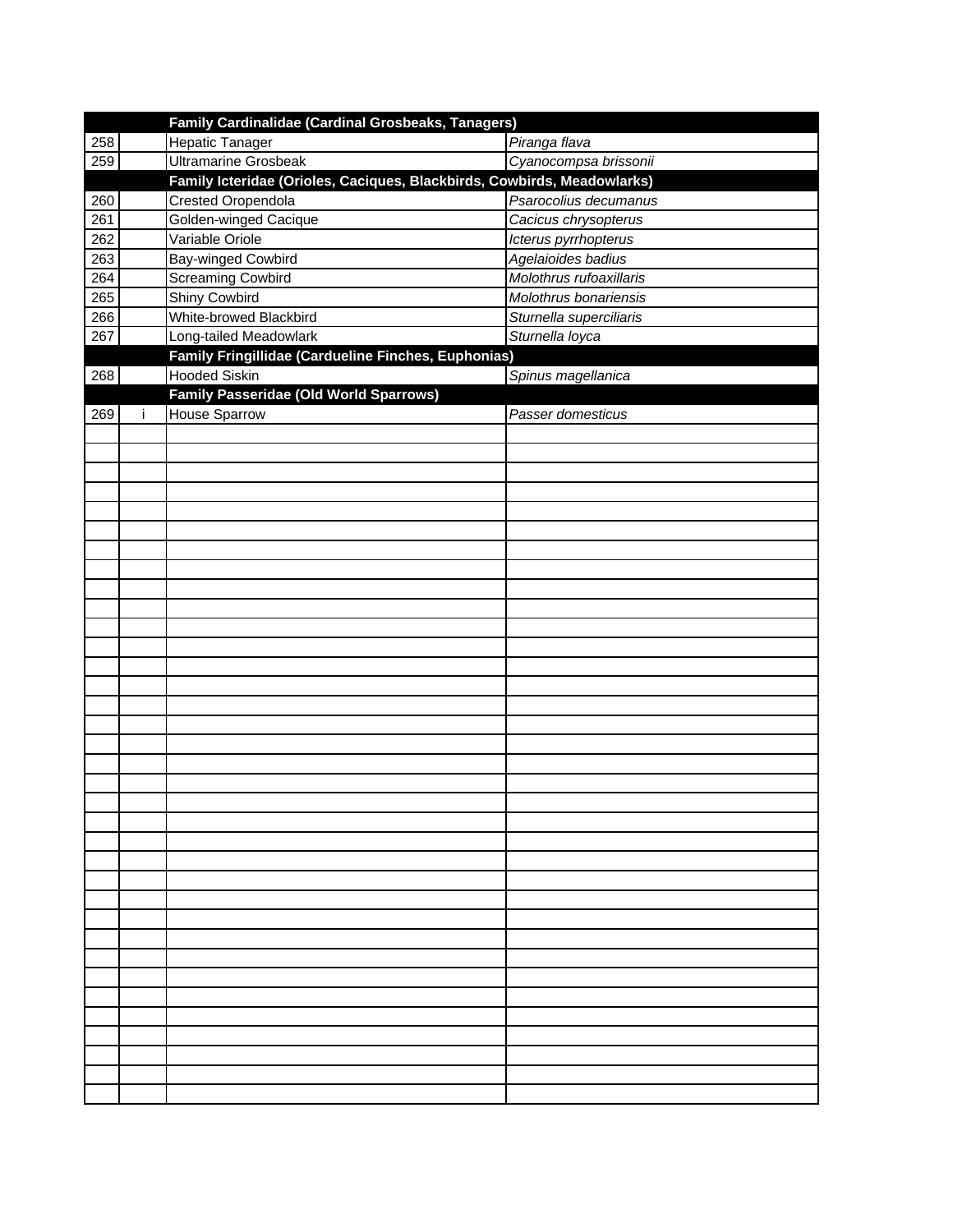| | | | |
|---|---|---|---|
| | | **Family Cardinalidae (Cardinal Grosbeaks, Tanagers)** | |
| 258 | | Hepatic Tanager | *Piranga flava* |
| 259 | | Ultramarine Grosbeak | *Cyanocompsa brissonii* |
| | | **Family Icteridae (Orioles, Caciques, Blackbirds, Cowbirds, Meadowlarks)** | |
| 260 | | Crested Oropendola | *Psarocolius decumanus* |
| 261 | | Golden-winged Cacique | *Cacicus chrysopterus* |
| 262 | | Variable Oriole | *Icterus pyrrhopterus* |
| 263 | | Bay-winged Cowbird | *Agelaioides badius* |
| 264 | | Screaming Cowbird | *Molothrus rufoaxillaris* |
| 265 | | Shiny Cowbird | *Molothrus bonariensis* |
| 266 | | White-browed Blackbird | *Sturnella superciliaris* |
| 267 | | Long-tailed Meadowlark | *Sturnella loyca* |
| | | **Family Fringillidae (Cardueline Finches, Euphonias)** | |
| 268 | | Hooded Siskin | *Spinus magellanica* |
| | | **Family Passeridae (Old World Sparrows)** | |
| 269 | i | House Sparrow | *Passer domesticus* |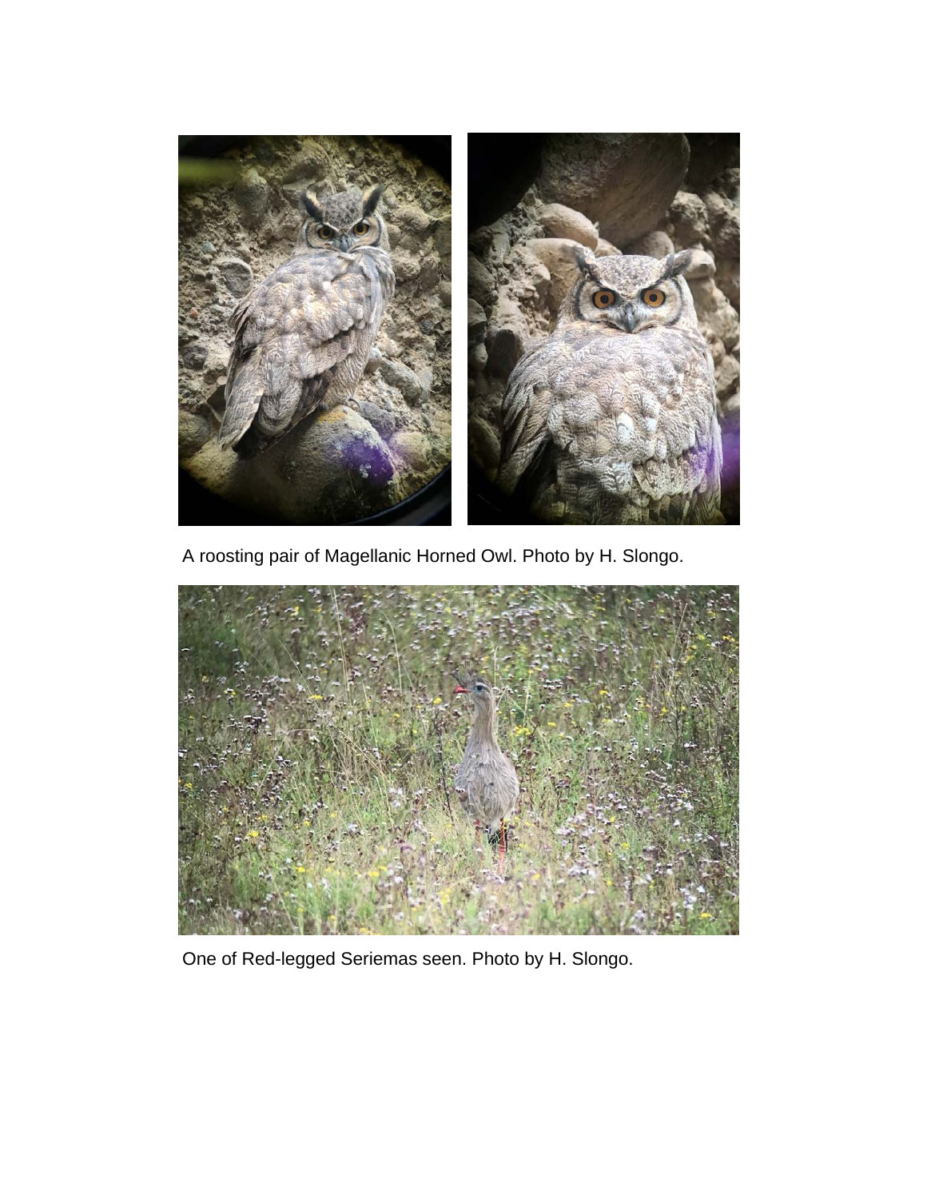A roosting pair of Magellanic Horned Owl. Photo by H. Slongo.

One of Red-legged Seriemas seen. Photo by H. Slongo.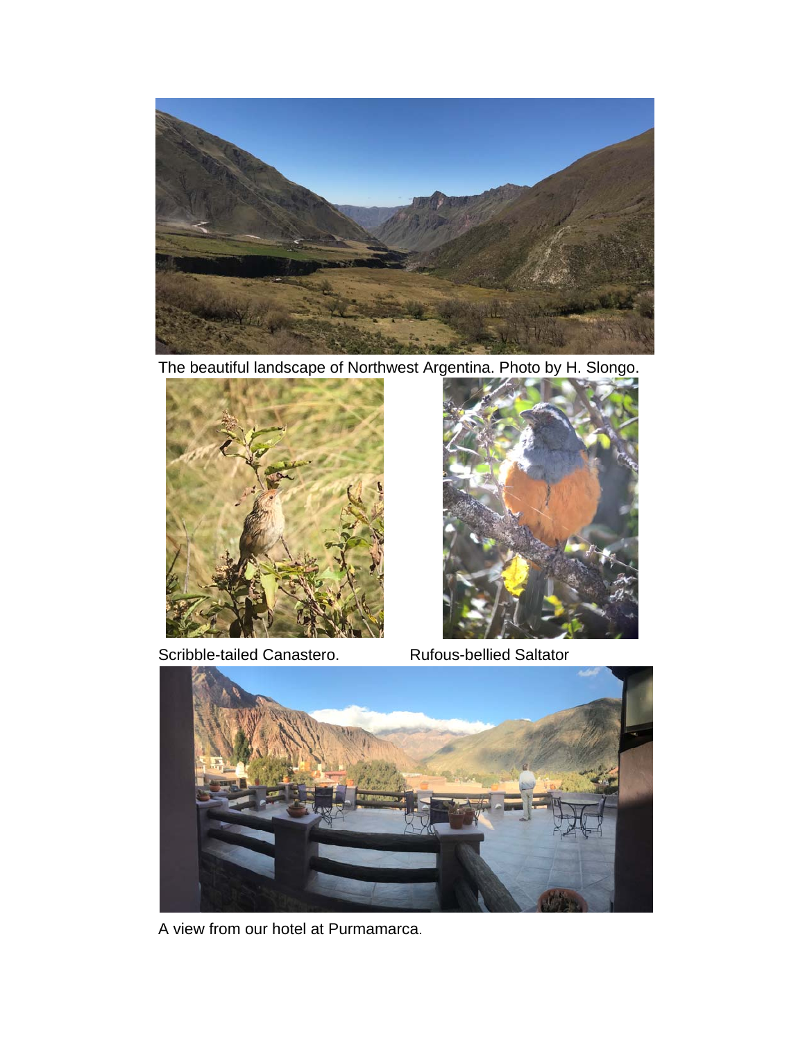The beautiful landscape of Northwest Argentina. Photo by H. Slongo.

Scribble-tailed Canastero.

Rufous-bellied Saltator

A view from our hotel at Purmamarca.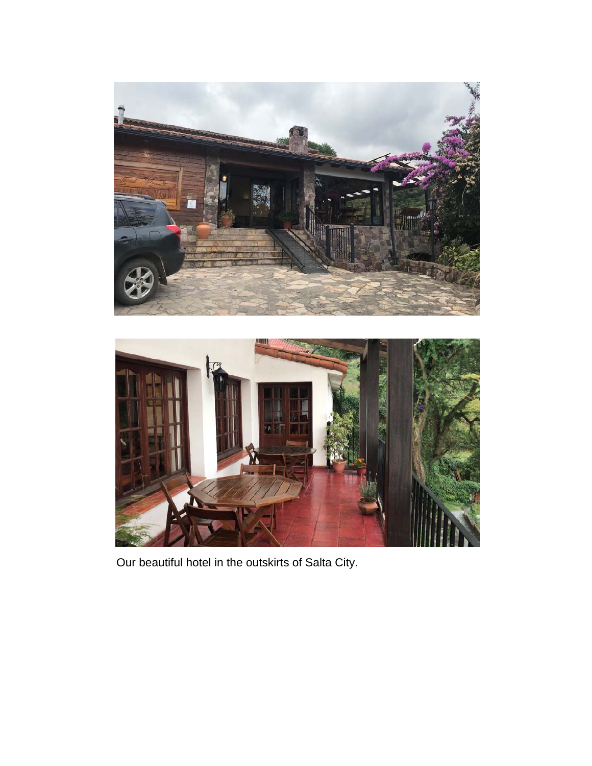Our beautiful hotel in the outskirts of Salta City.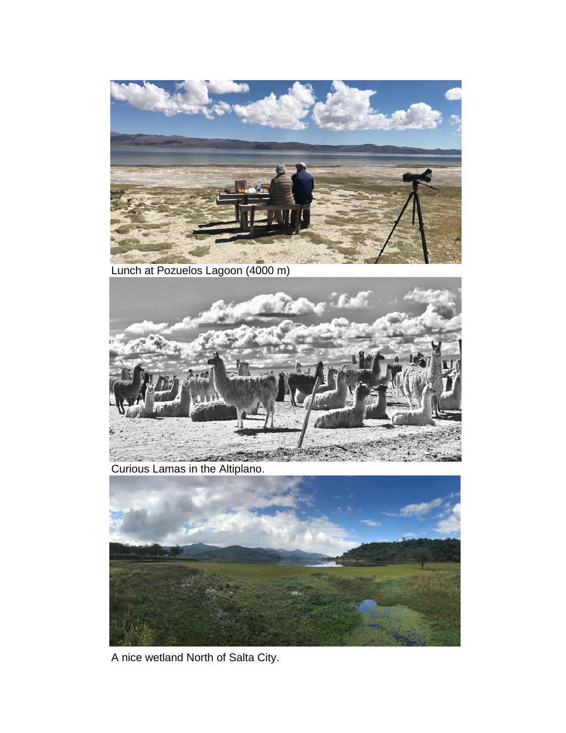Lunch at Pozuelos Lagoon (4000 m)

Curious Lamas in the Altiplano.

A nice wetland North of Salta City.